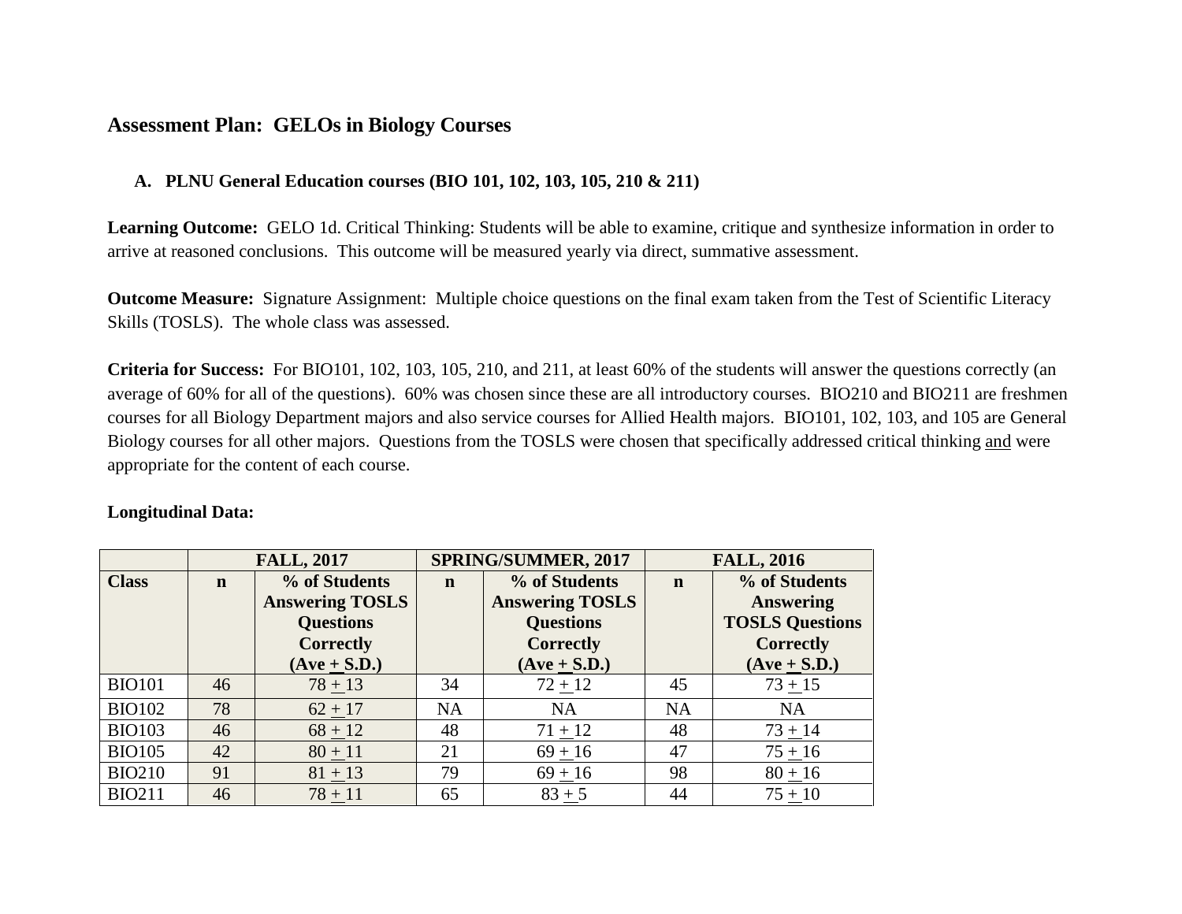## Assessment Plan: GELOs in Biology Courses

### A. PLNU General Education courses (BIO 101, 102, 103, 105, 210 & 211)

**Learning Outcome:** GELO 1d. Critical Thinking: Students will be able to examine, critique and synthesize information in order to arrive at reasoned conclusions. This outcome will be measured yearly via direct, summative assessment.

**Outcome Measure:** Signature Assignment: Multiple choice questions on the final exam taken from the Test of Scientific Literacy Skills (TOSLS). The whole class was assessed.

**Criteria for Success:** For BIO101, 102, 103, 105, 210, and 211, at least 60% of the students will answer the questions correctly (an average of 60% for all of the questions). 60% was chosen since these are all introductory courses. BIO210 and BIO211 are freshmen courses for all Biology Department majors and also service courses for Allied Health majors. BIO101, 102, 103, and 105 are General Biology courses for all other majors. Questions from the TOSLS were chosen that specifically addressed critical thinking and were appropriate for the content of each course.

**Longitudinal Data:**

| | FALL, 2017 | | SPRING/SUMMER, 2017 | | FALL, 2016 | |
|---|---|---|---|---|---|---|
| **Class** | **n** | **% of Students Answering TOSLS Questions Correctly (Ave ± S.D.)** | **n** | **% of Students Answering TOSLS Questions Correctly (Ave ± S.D.)** | **n** | **% of Students Answering TOSLS Questions Correctly (Ave ± S.D.)** |
| BIO101 | 46 | 78 ± 13 | 34 | 72 ± 12 | 45 | 73 ± 15 |
| BIO102 | 78 | 62 ± 17 | NA | NA | NA | NA |
| BIO103 | 46 | 68 ± 12 | 48 | 71 ± 12 | 48 | 73 ± 14 |
| BIO105 | 42 | 80 ± 11 | 21 | 69 ± 16 | 47 | 75 ± 16 |
| BIO210 | 91 | 81 ± 13 | 79 | 69 ± 16 | 98 | 80 ± 16 |
| BIO211 | 46 | 78 ± 11 | 65 | 83 ± 5 | 44 | 75 ± 10 |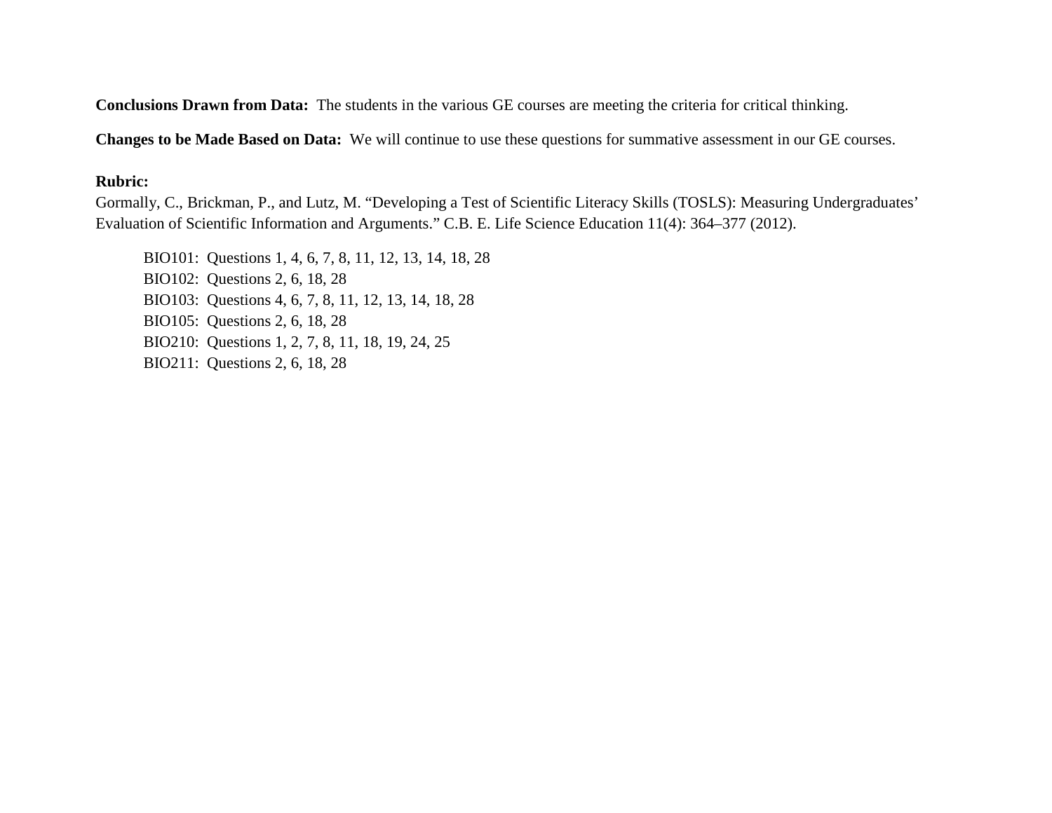**Conclusions Drawn from Data:** The students in the various GE courses are meeting the criteria for critical thinking.

**Changes to be Made Based on Data:** We will continue to use these questions for summative assessment in our GE courses.

**Rubric:**
Gormally, C., Brickman, P., and Lutz, M. "Developing a Test of Scientific Literacy Skills (TOSLS): Measuring Undergraduates' Evaluation of Scientific Information and Arguments." C.B. E. Life Science Education 11(4): 364–377 (2012).

BIO101: Questions 1, 4, 6, 7, 8, 11, 12, 13, 14, 18, 28
BIO102: Questions 2, 6, 18, 28
BIO103: Questions 4, 6, 7, 8, 11, 12, 13, 14, 18, 28
BIO105: Questions 2, 6, 18, 28
BIO210: Questions 1, 2, 7, 8, 11, 18, 19, 24, 25
BIO211: Questions 2, 6, 18, 28